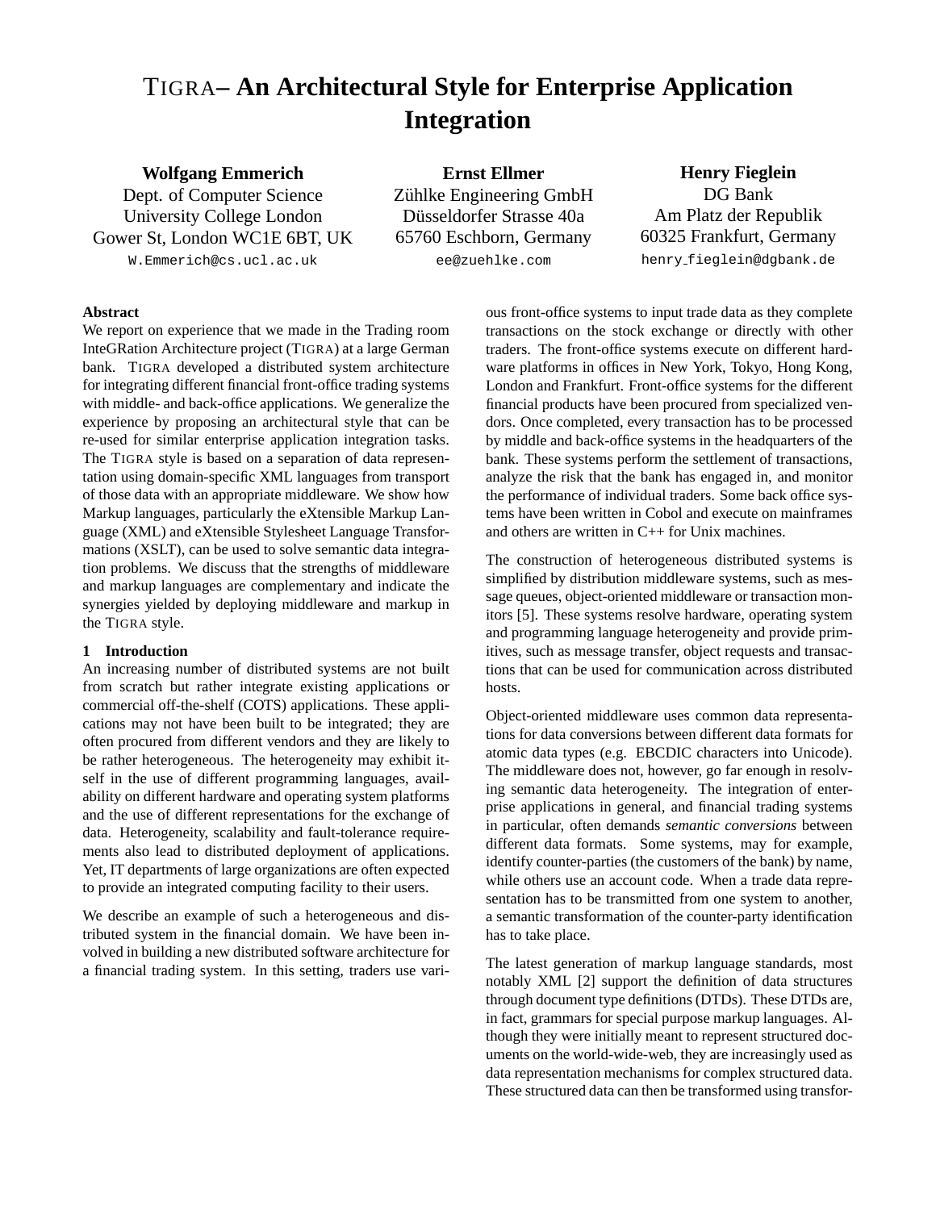# TIGRA– An Architectural Style for Enterprise Application Integration

**Wolfgang Emmerich**
Dept. of Computer Science
University College London
Gower St, London WC1E 6BT, UK
W.Emmerich@cs.ucl.ac.uk

**Ernst Ellmer**
Zühlke Engineering GmbH
Düsseldorfer Strasse 40a
65760 Eschborn, Germany
ee@zuehlke.com

**Henry Fieglein**
DG Bank
Am Platz der Republik
60325 Frankfurt, Germany
henry_fieglein@dgbank.de

## Abstract

We report on experience that we made in the Trading room InteGRation Architecture project (TIGRA) at a large German bank. TIGRA developed a distributed system architecture for integrating different financial front-office trading systems with middle- and back-office applications. We generalize the experience by proposing an architectural style that can be re-used for similar enterprise application integration tasks. The TIGRA style is based on a separation of data representation using domain-specific XML languages from transport of those data with an appropriate middleware. We show how Markup languages, particularly the eXtensible Markup Language (XML) and eXtensible Stylesheet Language Transformations (XSLT), can be used to solve semantic data integration problems. We discuss that the strengths of middleware and markup languages are complementary and indicate the synergies yielded by deploying middleware and markup in the TIGRA style.

## 1 Introduction

An increasing number of distributed systems are not built from scratch but rather integrate existing applications or commercial off-the-shelf (COTS) applications. These applications may not have been built to be integrated; they are often procured from different vendors and they are likely to be rather heterogeneous. The heterogeneity may exhibit itself in the use of different programming languages, availability on different hardware and operating system platforms and the use of different representations for the exchange of data. Heterogeneity, scalability and fault-tolerance requirements also lead to distributed deployment of applications. Yet, IT departments of large organizations are often expected to provide an integrated computing facility to their users.

We describe an example of such a heterogeneous and distributed system in the financial domain. We have been involved in building a new distributed software architecture for a financial trading system. In this setting, traders use various front-office systems to input trade data as they complete transactions on the stock exchange or directly with other traders. The front-office systems execute on different hardware platforms in offices in New York, Tokyo, Hong Kong, London and Frankfurt. Front-office systems for the different financial products have been procured from specialized vendors. Once completed, every transaction has to be processed by middle and back-office systems in the headquarters of the bank. These systems perform the settlement of transactions, analyze the risk that the bank has engaged in, and monitor the performance of individual traders. Some back office systems have been written in Cobol and execute on mainframes and others are written in C++ for Unix machines.

The construction of heterogeneous distributed systems is simplified by distribution middleware systems, such as message queues, object-oriented middleware or transaction monitors [5]. These systems resolve hardware, operating system and programming language heterogeneity and provide primitives, such as message transfer, object requests and transactions that can be used for communication across distributed hosts.

Object-oriented middleware uses common data representations for data conversions between different data formats for atomic data types (e.g. EBCDIC characters into Unicode). The middleware does not, however, go far enough in resolving semantic data heterogeneity. The integration of enterprise applications in general, and financial trading systems in particular, often demands *semantic conversions* between different data formats. Some systems, may for example, identify counter-parties (the customers of the bank) by name, while others use an account code. When a trade data representation has to be transmitted from one system to another, a semantic transformation of the counter-party identification has to take place.

The latest generation of markup language standards, most notably XML [2] support the definition of data structures through document type definitions (DTDs). These DTDs are, in fact, grammars for special purpose markup languages. Although they were initially meant to represent structured documents on the world-wide-web, they are increasingly used as data representation mechanisms for complex structured data. These structured data can then be transformed using transfor-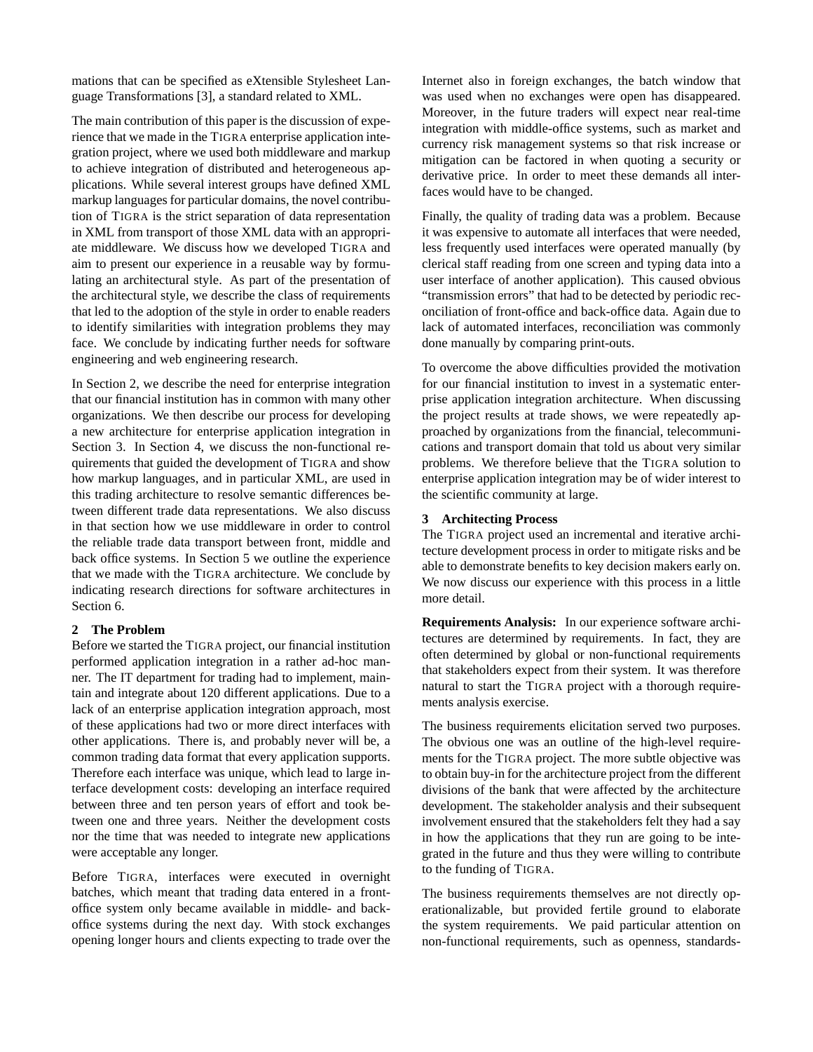mations that can be specified as eXtensible Stylesheet Language Transformations [3], a standard related to XML.

The main contribution of this paper is the discussion of experience that we made in the TIGRA enterprise application integration project, where we used both middleware and markup to achieve integration of distributed and heterogeneous applications. While several interest groups have defined XML markup languages for particular domains, the novel contribution of TIGRA is the strict separation of data representation in XML from transport of those XML data with an appropriate middleware. We discuss how we developed TIGRA and aim to present our experience in a reusable way by formulating an architectural style. As part of the presentation of the architectural style, we describe the class of requirements that led to the adoption of the style in order to enable readers to identify similarities with integration problems they may face. We conclude by indicating further needs for software engineering and web engineering research.

In Section 2, we describe the need for enterprise integration that our financial institution has in common with many other organizations. We then describe our process for developing a new architecture for enterprise application integration in Section 3. In Section 4, we discuss the non-functional requirements that guided the development of TIGRA and show how markup languages, and in particular XML, are used in this trading architecture to resolve semantic differences between different trade data representations. We also discuss in that section how we use middleware in order to control the reliable trade data transport between front, middle and back office systems. In Section 5 we outline the experience that we made with the TIGRA architecture. We conclude by indicating research directions for software architectures in Section 6.

## 2 The Problem

Before we started the TIGRA project, our financial institution performed application integration in a rather ad-hoc manner. The IT department for trading had to implement, maintain and integrate about 120 different applications. Due to a lack of an enterprise application integration approach, most of these applications had two or more direct interfaces with other applications. There is, and probably never will be, a common trading data format that every application supports. Therefore each interface was unique, which lead to large interface development costs: developing an interface required between three and ten person years of effort and took between one and three years. Neither the development costs nor the time that was needed to integrate new applications were acceptable any longer.

Before TIGRA, interfaces were executed in overnight batches, which meant that trading data entered in a front-office system only became available in middle- and back-office systems during the next day. With stock exchanges opening longer hours and clients expecting to trade over the Internet also in foreign exchanges, the batch window that was used when no exchanges were open has disappeared. Moreover, in the future traders will expect near real-time integration with middle-office systems, such as market and currency risk management systems so that risk increase or mitigation can be factored in when quoting a security or derivative price. In order to meet these demands all interfaces would have to be changed.

Finally, the quality of trading data was a problem. Because it was expensive to automate all interfaces that were needed, less frequently used interfaces were operated manually (by clerical staff reading from one screen and typing data into a user interface of another application). This caused obvious "transmission errors" that had to be detected by periodic reconciliation of front-office and back-office data. Again due to lack of automated interfaces, reconciliation was commonly done manually by comparing print-outs.

To overcome the above difficulties provided the motivation for our financial institution to invest in a systematic enterprise application integration architecture. When discussing the project results at trade shows, we were repeatedly approached by organizations from the financial, telecommunications and transport domain that told us about very similar problems. We therefore believe that the TIGRA solution to enterprise application integration may be of wider interest to the scientific community at large.

## 3 Architecting Process

The TIGRA project used an incremental and iterative architecture development process in order to mitigate risks and be able to demonstrate benefits to key decision makers early on. We now discuss our experience with this process in a little more detail.

**Requirements Analysis:** In our experience software architectures are determined by requirements. In fact, they are often determined by global or non-functional requirements that stakeholders expect from their system. It was therefore natural to start the TIGRA project with a thorough requirements analysis exercise.

The business requirements elicitation served two purposes. The obvious one was an outline of the high-level requirements for the TIGRA project. The more subtle objective was to obtain buy-in for the architecture project from the different divisions of the bank that were affected by the architecture development. The stakeholder analysis and their subsequent involvement ensured that the stakeholders felt they had a say in how the applications that they run are going to be integrated in the future and thus they were willing to contribute to the funding of TIGRA.

The business requirements themselves are not directly operationalizable, but provided fertile ground to elaborate the system requirements. We paid particular attention on non-functional requirements, such as openness, standards-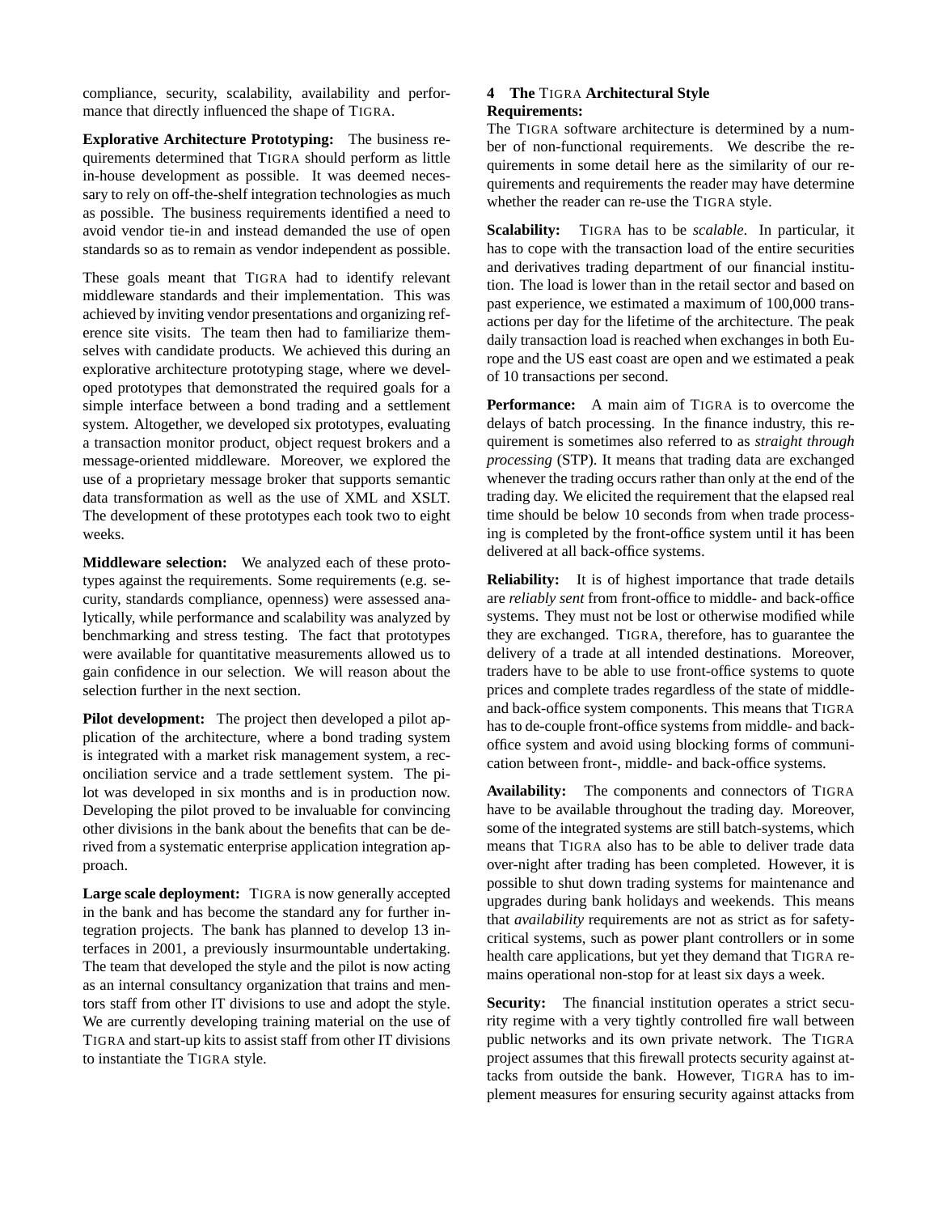compliance, security, scalability, availability and performance that directly influenced the shape of TIGRA.

**Explorative Architecture Prototyping:** The business requirements determined that TIGRA should perform as little in-house development as possible. It was deemed necessary to rely on off-the-shelf integration technologies as much as possible. The business requirements identified a need to avoid vendor tie-in and instead demanded the use of open standards so as to remain as vendor independent as possible.

These goals meant that TIGRA had to identify relevant middleware standards and their implementation. This was achieved by inviting vendor presentations and organizing reference site visits. The team then had to familiarize themselves with candidate products. We achieved this during an explorative architecture prototyping stage, where we developed prototypes that demonstrated the required goals for a simple interface between a bond trading and a settlement system. Altogether, we developed six prototypes, evaluating a transaction monitor product, object request brokers and a message-oriented middleware. Moreover, we explored the use of a proprietary message broker that supports semantic data transformation as well as the use of XML and XSLT. The development of these prototypes each took two to eight weeks.

**Middleware selection:** We analyzed each of these prototypes against the requirements. Some requirements (e.g. security, standards compliance, openness) were assessed analytically, while performance and scalability was analyzed by benchmarking and stress testing. The fact that prototypes were available for quantitative measurements allowed us to gain confidence in our selection. We will reason about the selection further in the next section.

**Pilot development:** The project then developed a pilot application of the architecture, where a bond trading system is integrated with a market risk management system, a reconciliation service and a trade settlement system. The pilot was developed in six months and is in production now. Developing the pilot proved to be invaluable for convincing other divisions in the bank about the benefits that can be derived from a systematic enterprise application integration approach.

**Large scale deployment:** TIGRA is now generally accepted in the bank and has become the standard any for further integration projects. The bank has planned to develop 13 interfaces in 2001, a previously insurmountable undertaking. The team that developed the style and the pilot is now acting as an internal consultancy organization that trains and mentors staff from other IT divisions to use and adopt the style. We are currently developing training material on the use of TIGRA and start-up kits to assist staff from other IT divisions to instantiate the TIGRA style.

## 4 The TIGRA Architectural Style

**Requirements:**

The TIGRA software architecture is determined by a number of non-functional requirements. We describe the requirements in some detail here as the similarity of our requirements and requirements the reader may have determine whether the reader can re-use the TIGRA style.

**Scalability:** TIGRA has to be *scalable*. In particular, it has to cope with the transaction load of the entire securities and derivatives trading department of our financial institution. The load is lower than in the retail sector and based on past experience, we estimated a maximum of 100,000 transactions per day for the lifetime of the architecture. The peak daily transaction load is reached when exchanges in both Europe and the US east coast are open and we estimated a peak of 10 transactions per second.

**Performance:** A main aim of TIGRA is to overcome the delays of batch processing. In the finance industry, this requirement is sometimes also referred to as *straight through processing* (STP). It means that trading data are exchanged whenever the trading occurs rather than only at the end of the trading day. We elicited the requirement that the elapsed real time should be below 10 seconds from when trade processing is completed by the front-office system until it has been delivered at all back-office systems.

**Reliability:** It is of highest importance that trade details are *reliably sent* from front-office to middle- and back-office systems. They must not be lost or otherwise modified while they are exchanged. TIGRA, therefore, has to guarantee the delivery of a trade at all intended destinations. Moreover, traders have to be able to use front-office systems to quote prices and complete trades regardless of the state of middle- and back-office system components. This means that TIGRA has to de-couple front-office systems from middle- and back-office system and avoid using blocking forms of communication between front-, middle- and back-office systems.

**Availability:** The components and connectors of TIGRA have to be available throughout the trading day. Moreover, some of the integrated systems are still batch-systems, which means that TIGRA also has to be able to deliver trade data over-night after trading has been completed. However, it is possible to shut down trading systems for maintenance and upgrades during bank holidays and weekends. This means that *availability* requirements are not as strict as for safety-critical systems, such as power plant controllers or in some health care applications, but yet they demand that TIGRA remains operational non-stop for at least six days a week.

**Security:** The financial institution operates a strict security regime with a very tightly controlled fire wall between public networks and its own private network. The TIGRA project assumes that this firewall protects security against attacks from outside the bank. However, TIGRA has to implement measures for ensuring security against attacks from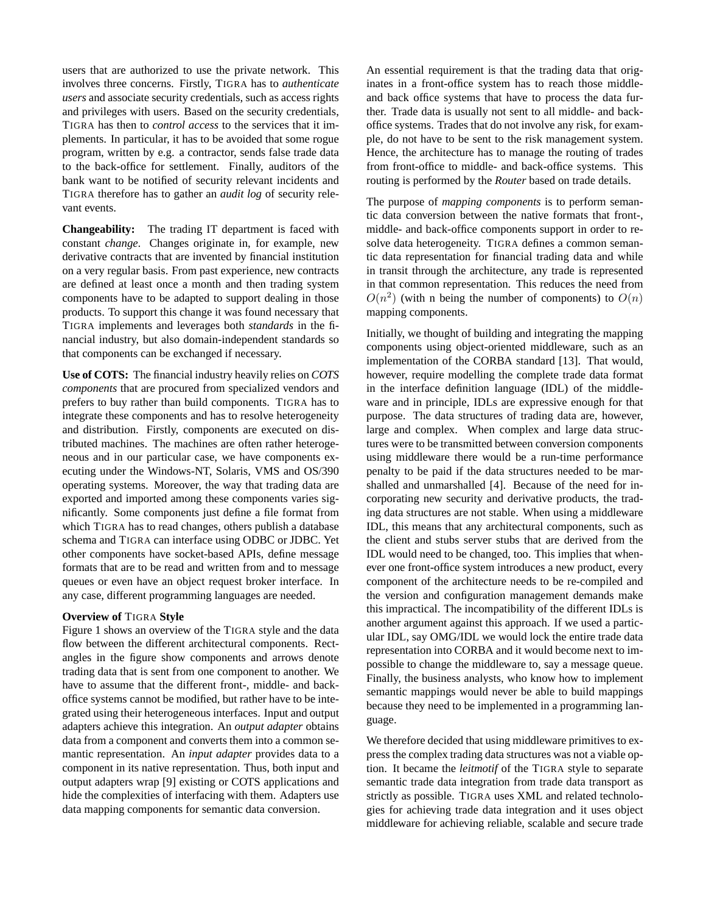users that are authorized to use the private network. This involves three concerns. Firstly, TIGRA has to *authenticate users* and associate security credentials, such as access rights and privileges with users. Based on the security credentials, TIGRA has then to *control access* to the services that it implements. In particular, it has to be avoided that some rogue program, written by e.g. a contractor, sends false trade data to the back-office for settlement. Finally, auditors of the bank want to be notified of security relevant incidents and TIGRA therefore has to gather an *audit log* of security relevant events.

**Changeability:** The trading IT department is faced with constant *change*. Changes originate in, for example, new derivative contracts that are invented by financial institution on a very regular basis. From past experience, new contracts are defined at least once a month and then trading system components have to be adapted to support dealing in those products. To support this change it was found necessary that TIGRA implements and leverages both *standards* in the financial industry, but also domain-independent standards so that components can be exchanged if necessary.

**Use of COTS:** The financial industry heavily relies on *COTS components* that are procured from specialized vendors and prefers to buy rather than build components. TIGRA has to integrate these components and has to resolve heterogeneity and distribution. Firstly, components are executed on distributed machines. The machines are often rather heterogeneous and in our particular case, we have components executing under the Windows-NT, Solaris, VMS and OS/390 operating systems. Moreover, the way that trading data are exported and imported among these components varies significantly. Some components just define a file format from which TIGRA has to read changes, others publish a database schema and TIGRA can interface using ODBC or JDBC. Yet other components have socket-based APIs, define message formats that are to be read and written from and to message queues or even have an object request broker interface. In any case, different programming languages are needed.

**Overview of TIGRA Style**

Figure 1 shows an overview of the TIGRA style and the data flow between the different architectural components. Rectangles in the figure show components and arrows denote trading data that is sent from one component to another. We have to assume that the different front-, middle- and back-office systems cannot be modified, but rather have to be integrated using their heterogeneous interfaces. Input and output adapters achieve this integration. An *output adapter* obtains data from a component and converts them into a common semantic representation. An *input adapter* provides data to a component in its native representation. Thus, both input and output adapters wrap [9] existing or COTS applications and hide the complexities of interfacing with them. Adapters use data mapping components for semantic data conversion.

An essential requirement is that the trading data that originates in a front-office system has to reach those middle- and back office systems that have to process the data further. Trade data is usually not sent to all middle- and back-office systems. Trades that do not involve any risk, for example, do not have to be sent to the risk management system. Hence, the architecture has to manage the routing of trades from front-office to middle- and back-office systems. This routing is performed by the *Router* based on trade details.

The purpose of *mapping components* is to perform semantic data conversion between the native formats that front-, middle- and back-office components support in order to resolve data heterogeneity. TIGRA defines a common semantic data representation for financial trading data and while in transit through the architecture, any trade is represented in that common representation. This reduces the need from $O(n^2)$ (with n being the number of components) to $O(n)$ mapping components.

Initially, we thought of building and integrating the mapping components using object-oriented middleware, such as an implementation of the CORBA standard [13]. That would, however, require modelling the complete trade data format in the interface definition language (IDL) of the middleware and in principle, IDLs are expressive enough for that purpose. The data structures of trading data are, however, large and complex. When complex and large data structures were to be transmitted between conversion components using middleware there would be a run-time performance penalty to be paid if the data structures needed to be marshalled and unmarshalled [4]. Because of the need for incorporating new security and derivative products, the trading data structures are not stable. When using a middleware IDL, this means that any architectural components, such as the client and stubs server stubs that are derived from the IDL would need to be changed, too. This implies that whenever one front-office system introduces a new product, every component of the architecture needs to be re-compiled and the version and configuration management demands make this impractical. The incompatibility of the different IDLs is another argument against this approach. If we used a particular IDL, say OMG/IDL we would lock the entire trade data representation into CORBA and it would become next to impossible to change the middleware to, say a message queue. Finally, the business analysts, who know how to implement semantic mappings would never be able to build mappings because they need to be implemented in a programming language.

We therefore decided that using middleware primitives to express the complex trading data structures was not a viable option. It became the *leitmotif* of the TIGRA style to separate semantic trade data integration from trade data transport as strictly as possible. TIGRA uses XML and related technologies for achieving trade data integration and it uses object middleware for achieving reliable, scalable and secure trade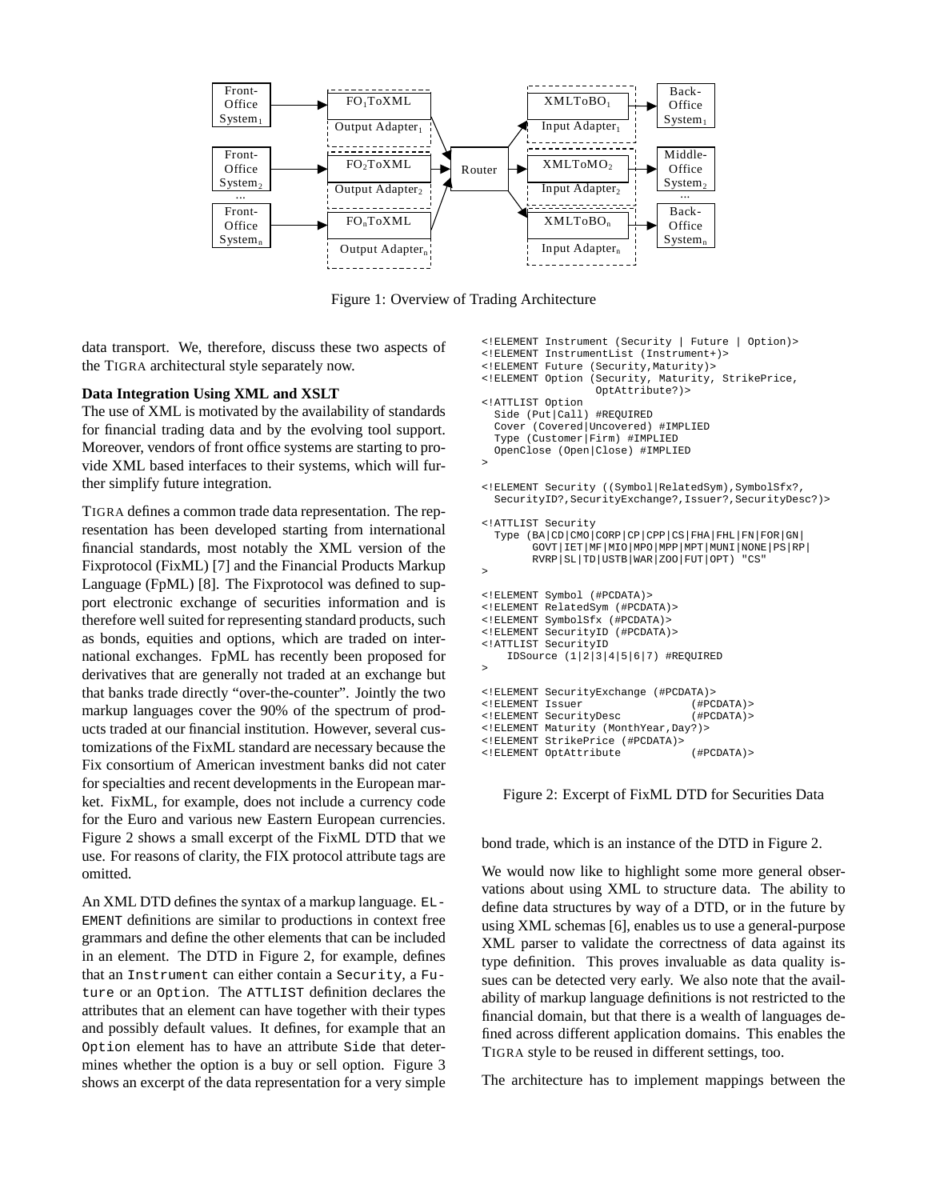Figure 1: Overview of Trading Architecture

data transport. We, therefore, discuss these two aspects of the TIGRA architectural style separately now.

**Data Integration Using XML and XSLT**

The use of XML is motivated by the availability of standards for financial trading data and by the evolving tool support. Moreover, vendors of front office systems are starting to provide XML based interfaces to their systems, which will further simplify future integration.

TIGRA defines a common trade data representation. The representation has been developed starting from international financial standards, most notably the XML version of the Fixprotocol (FixML) [7] and the Financial Products Markup Language (FpML) [8]. The Fixprotocol was defined to support electronic exchange of securities information and is therefore well suited for representing standard products, such as bonds, equities and options, which are traded on international exchanges. FpML has recently been proposed for derivatives that are generally not traded at an exchange but that banks trade directly "over-the-counter". Jointly the two markup languages cover the 90% of the spectrum of products traded at our financial institution. However, several customizations of the FixML standard are necessary because the Fix consortium of American investment banks did not cater for specialties and recent developments in the European market. FixML, for example, does not include a currency code for the Euro and various new Eastern European currencies. Figure 2 shows a small excerpt of the FixML DTD that we use. For reasons of clarity, the FIX protocol attribute tags are omitted.

An XML DTD defines the syntax of a markup language. ELEMENT definitions are similar to productions in context free grammars and define the other elements that can be included in an element. The DTD in Figure 2, for example, defines that an Instrument can either contain a Security, a Future or an Option. The ATTLIST definition declares the attributes that an element can have together with their types and possibly default values. It defines, for example that an Option element has to have an attribute Side that determines whether the option is a buy or sell option. Figure 3 shows an excerpt of the data representation for a very simple bond trade, which is an instance of the DTD in Figure 2.

```
<!ELEMENT Instrument (Security | Future | Option)>
<!ELEMENT InstrumentList (Instrument+)>
<!ELEMENT Future (Security,Maturity)>
<!ELEMENT Option (Security, Maturity, StrikePrice,
                  OptAttribute?)>
<!ATTLIST Option
  Side (Put|Call) #REQUIRED
  Cover (Covered|Uncovered) #IMPLIED
  Type (Customer|Firm) #IMPLIED
  OpenClose (Open|Close) #IMPLIED
>

<!ELEMENT Security ((Symbol|RelatedSym),SymbolSfx?,
  SecurityID?,SecurityExchange?,Issuer?,SecurityDesc?)>

<!ATTLIST Security
  Type (BA|CD|CMO|CORP|CP|CPP|CS|FHA|FHL|FN|FOR|GN|
        GOVT|IET|MF|MIO|MPO|MPP|MPT|MUNI|NONE|PS|RP|
        RVRP|SL|TD|USTB|WAR|ZOO|FUT|OPT) "CS"
>

<!ELEMENT Symbol (#PCDATA)>
<!ELEMENT RelatedSym (#PCDATA)>
<!ELEMENT SymbolSfx (#PCDATA)>
<!ELEMENT SecurityID (#PCDATA)>
<!ATTLIST SecurityID
    IDSource (1|2|3|4|5|6|7) #REQUIRED
>

<!ELEMENT SecurityExchange (#PCDATA)>
<!ELEMENT Issuer                (#PCDATA)>
<!ELEMENT SecurityDesc          (#PCDATA)>
<!ELEMENT Maturity (MonthYear,Day?)>
<!ELEMENT StrikePrice (#PCDATA)>
<!ELEMENT OptAttribute          (#PCDATA)>
```

Figure 2: Excerpt of FixML DTD for Securities Data

We would now like to highlight some more general observations about using XML to structure data. The ability to define data structures by way of a DTD, or in the future by using XML schemas [6], enables us to use a general-purpose XML parser to validate the correctness of data against its type definition. This proves invaluable as data quality issues can be detected very early. We also note that the availability of markup language definitions is not restricted to the financial domain, but that there is a wealth of languages defined across different application domains. This enables the TIGRA style to be reused in different settings, too.

The architecture has to implement mappings between the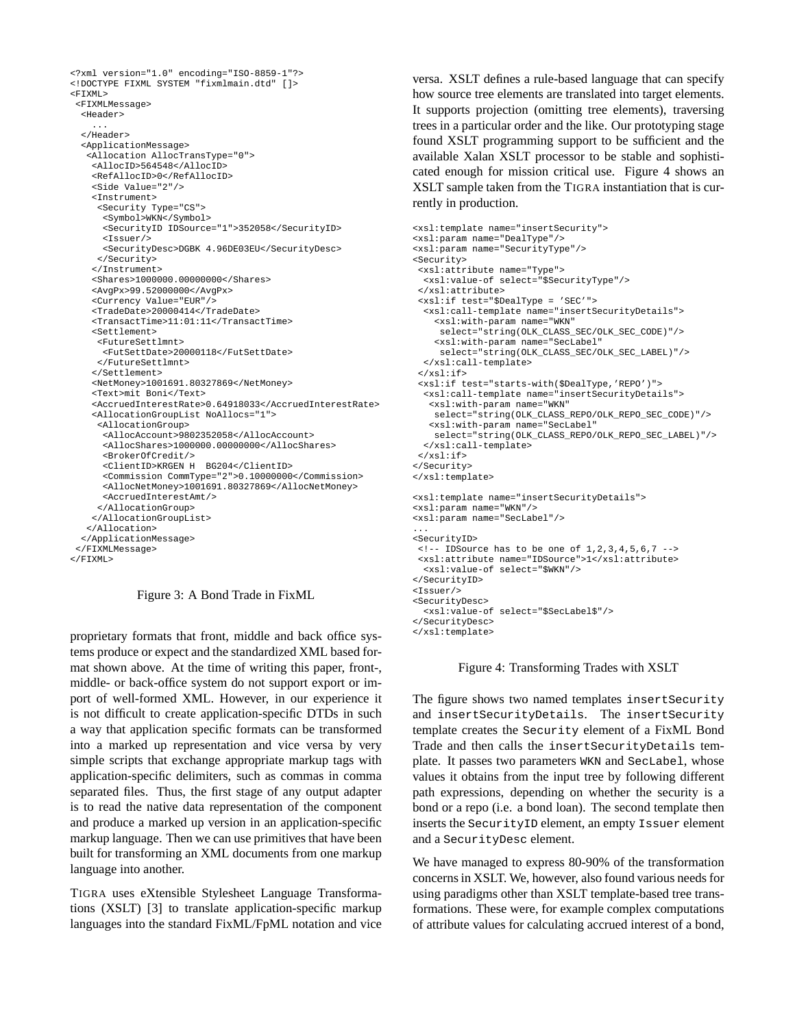```
<?xml version="1.0" encoding="ISO-8859-1"?>
<!DOCTYPE FIXML SYSTEM "fixmlmain.dtd" []>
<FIXML>
 <FIXMLMessage>
  <Header>
    ...
  </Header>
  <ApplicationMessage>
   <Allocation AllocTransType="0">
    <AllocID>564548</AllocID>
    <RefAllocID>0</RefAllocID>
    <Side Value="2"/>
    <Instrument>
     <Security Type="CS">
      <Symbol>WKN</Symbol>
      <SecurityID IDSource="1">352058</SecurityID>
      <Issuer/>
      <SecurityDesc>DGBK 4.96DE03EU</SecurityDesc>
     </Security>
    </Instrument>
    <Shares>1000000.00000000</Shares>
    <AvgPx>99.52000000</AvgPx>
    <Currency Value="EUR"/>
    <TradeDate>20000414</TradeDate>
    <TransactTime>11:01:11</TransactTime>
    <Settlement>
     <FutureSettlmnt>
      <FutSettDate>20000118</FutSettDate>
     </FutureSettlmnt>
    </Settlement>
    <NetMoney>1001691.80327869</NetMoney>
    <Text>mit Boni</Text>
    <AccruedInterestRate>0.64918033</AccruedInterestRate>
    <AllocationGroupList NoAllocs="1">
     <AllocationGroup>
      <AllocAccount>9802352058</AllocAccount>
      <AllocShares>1000000.00000000</AllocShares>
      <BrokerOfCredit/>
      <ClientID>KRGEN H  BG204</ClientID>
      <Commission CommType="2">0.10000000</Commission>
      <AllocNetMoney>1001691.80327869</AllocNetMoney>
      <AccruedInterestAmt/>
     </AllocationGroup>
    </AllocationGroupList>
   </Allocation>
  </ApplicationMessage>
 </FIXMLMessage>
</FIXML>
```

Figure 3: A Bond Trade in FixML

proprietary formats that front, middle and back office systems produce or expect and the standardized XML based format shown above. At the time of writing this paper, front-, middle- or back-office system do not support export or import of well-formed XML. However, in our experience it is not difficult to create application-specific DTDs in such a way that application specific formats can be transformed into a marked up representation and vice versa by very simple scripts that exchange appropriate markup tags with application-specific delimiters, such as commas in comma separated files. Thus, the first stage of any output adapter is to read the native data representation of the component and produce a marked up version in an application-specific markup language. Then we can use primitives that have been built for transforming an XML documents from one markup language into another.

TIGRA uses eXtensible Stylesheet Language Transformations (XSLT) [3] to translate application-specific markup languages into the standard FixML/FpML notation and vice versa. XSLT defines a rule-based language that can specify how source tree elements are translated into target elements. It supports projection (omitting tree elements), traversing trees in a particular order and the like. Our prototyping stage found XSLT programming support to be sufficient and the available Xalan XSLT processor to be stable and sophisticated enough for mission critical use. Figure 4 shows an XSLT sample taken from the TIGRA instantiation that is currently in production.

```
<xsl:template name="insertSecurity">
<xsl:param name="DealType"/>
<xsl:param name="SecurityType"/>
<Security>
 <xsl:attribute name="Type">
  <xsl:value-of select="$SecurityType"/>
 </xsl:attribute>
 <xsl:if test="$DealType = 'SEC'">
  <xsl:call-template name="insertSecurityDetails">
    <xsl:with-param name="WKN"
     select="string(OLK_CLASS_SEC/OLK_SEC_CODE)"/>
    <xsl:with-param name="SecLabel"
     select="string(OLK_CLASS_SEC/OLK_SEC_LABEL)"/>
  </xsl:call-template>
 </xsl:if>
 <xsl:if test="starts-with($DealType,'REPO')">
  <xsl:call-template name="insertSecurityDetails">
   <xsl:with-param name="WKN"
    select="string(OLK_CLASS_REPO/OLK_REPO_SEC_CODE)"/>
   <xsl:with-param name="SecLabel"
    select="string(OLK_CLASS_REPO/OLK_REPO_SEC_LABEL)"/>
  </xsl:call-template>
 </xsl:if>
</Security>
</xsl:template>

<xsl:template name="insertSecurityDetails">
<xsl:param name="WKN"/>
<xsl:param name="SecLabel"/>
...
<SecurityID>
 <!-- IDSource has to be one of 1,2,3,4,5,6,7 -->
 <xsl:attribute name="IDSource">1</xsl:attribute>
  <xsl:value-of select="$WKN"/>
</SecurityID>
<Issuer/>
<SecurityDesc>
  <xsl:value-of select="$SecLabel$"/>
</SecurityDesc>
</xsl:template>
```

Figure 4: Transforming Trades with XSLT

The figure shows two named templates `insertSecurity` and `insertSecurityDetails`. The `insertSecurity` template creates the `Security` element of a FixML Bond Trade and then calls the `insertSecurityDetails` template. It passes two parameters `WKN` and `SecLabel`, whose values it obtains from the input tree by following different path expressions, depending on whether the security is a bond or a repo (i.e. a bond loan). The second template then inserts the `SecurityID` element, an empty `Issuer` element and a `SecurityDesc` element.

We have managed to express 80-90% of the transformation concerns in XSLT. We, however, also found various needs for using paradigms other than XSLT template-based tree transformations. These were, for example complex computations of attribute values for calculating accrued interest of a bond,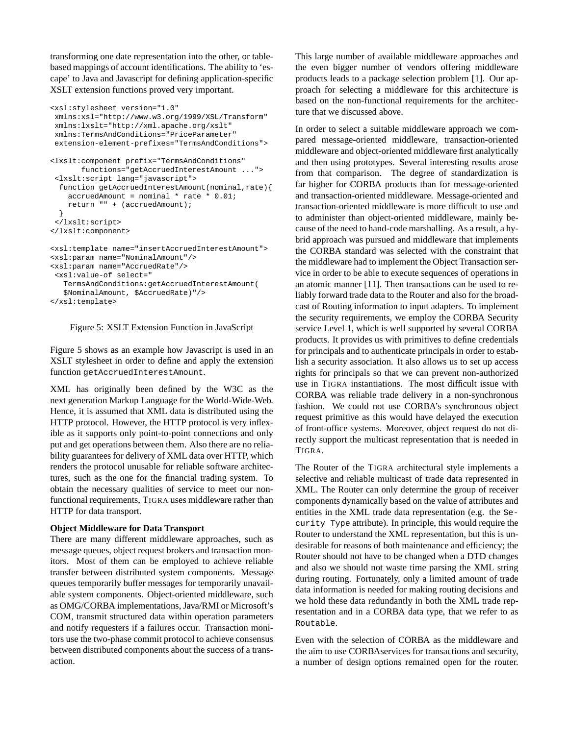transforming one date representation into the other, or table-based mappings of account identifications. The ability to 'escape' to Java and Javascript for defining application-specific XSLT extension functions proved very important.

```
<xsl:stylesheet version="1.0"
 xmlns:xsl="http://www.w3.org/1999/XSL/Transform"
 xmlns:lxslt="http://xml.apache.org/xslt"
 xmlns:TermsAndConditions="PriceParameter"
 extension-element-prefixes="TermsAndConditions">

<lxslt:component prefix="TermsAndConditions"
       functions="getAccruedInterestAmount ...">
 <lxslt:script lang="javascript">
  function getAccruedInterestAmount(nominal,rate){
    accruedAmount = nominal * rate * 0.01;
    return "" + (accruedAmount);
  }
 </lxslt:script>
</lxslt:component>

<xsl:template name="insertAccruedInterestAmount">
<xsl:param name="NominalAmount"/>
<xsl:param name="AccruedRate"/>
 <xsl:value-of select="
   TermsAndConditions:getAccruedInterestAmount(
   $NominalAmount, $AccruedRate)"/>
</xsl:template>
```

Figure 5: XSLT Extension Function in JavaScript

Figure 5 shows as an example how Javascript is used in an XSLT stylesheet in order to define and apply the extension function `getAccruedInterestAmount`.

XML has originally been defined by the W3C as the next generation Markup Language for the World-Wide-Web. Hence, it is assumed that XML data is distributed using the HTTP protocol. However, the HTTP protocol is very inflexible as it supports only point-to-point connections and only put and get operations between them. Also there are no reliability guarantees for delivery of XML data over HTTP, which renders the protocol unusable for reliable software architectures, such as the one for the financial trading system. To obtain the necessary qualities of service to meet our non-functional requirements, TIGRA uses middleware rather than HTTP for data transport.

**Object Middleware for Data Transport**

There are many different middleware approaches, such as message queues, object request brokers and transaction monitors. Most of them can be employed to achieve reliable transfer between distributed system components. Message queues temporarily buffer messages for temporarily unavailable system components. Object-oriented middleware, such as OMG/CORBA implementations, Java/RMI or Microsoft's COM, transmit structured data within operation parameters and notify requesters if a failures occur. Transaction monitors use the two-phase commit protocol to achieve consensus between distributed components about the success of a transaction.

This large number of available middleware approaches and the even bigger number of vendors offering middleware products leads to a package selection problem [1]. Our approach for selecting a middleware for this architecture is based on the non-functional requirements for the architecture that we discussed above.

In order to select a suitable middleware approach we compared message-oriented middleware, transaction-oriented middleware and object-oriented middleware first analytically and then using prototypes. Several interesting results arose from that comparison. The degree of standardization is far higher for CORBA products than for message-oriented and transaction-oriented middleware. Message-oriented and transaction-oriented middleware is more difficult to use and to administer than object-oriented middleware, mainly because of the need to hand-code marshalling. As a result, a hybrid approach was pursued and middleware that implements the CORBA standard was selected with the constraint that the middleware had to implement the Object Transaction service in order to be able to execute sequences of operations in an atomic manner [11]. Then transactions can be used to reliably forward trade data to the Router and also for the broadcast of Routing information to input adapters. To implement the security requirements, we employ the CORBA Security service Level 1, which is well supported by several CORBA products. It provides us with primitives to define credentials for principals and to authenticate principals in order to establish a security association. It also allows us to set up access rights for principals so that we can prevent non-authorized use in TIGRA instantiations. The most difficult issue with CORBA was reliable trade delivery in a non-synchronous fashion. We could not use CORBA's synchronous object request primitive as this would have delayed the execution of front-office systems. Moreover, object request do not directly support the multicast representation that is needed in TIGRA.

The Router of the TIGRA architectural style implements a selective and reliable multicast of trade data represented in XML. The Router can only determine the group of receiver components dynamically based on the value of attributes and entities in the XML trade data representation (e.g. the `Security Type` attribute). In principle, this would require the Router to understand the XML representation, but this is undesirable for reasons of both maintenance and efficiency; the Router should not have to be changed when a DTD changes and also we should not waste time parsing the XML string during routing. Fortunately, only a limited amount of trade data information is needed for making routing decisions and we hold these data redundantly in both the XML trade representation and in a CORBA data type, that we refer to as `Routable`.

Even with the selection of CORBA as the middleware and the aim to use CORBAservices for transactions and security, a number of design options remained open for the router.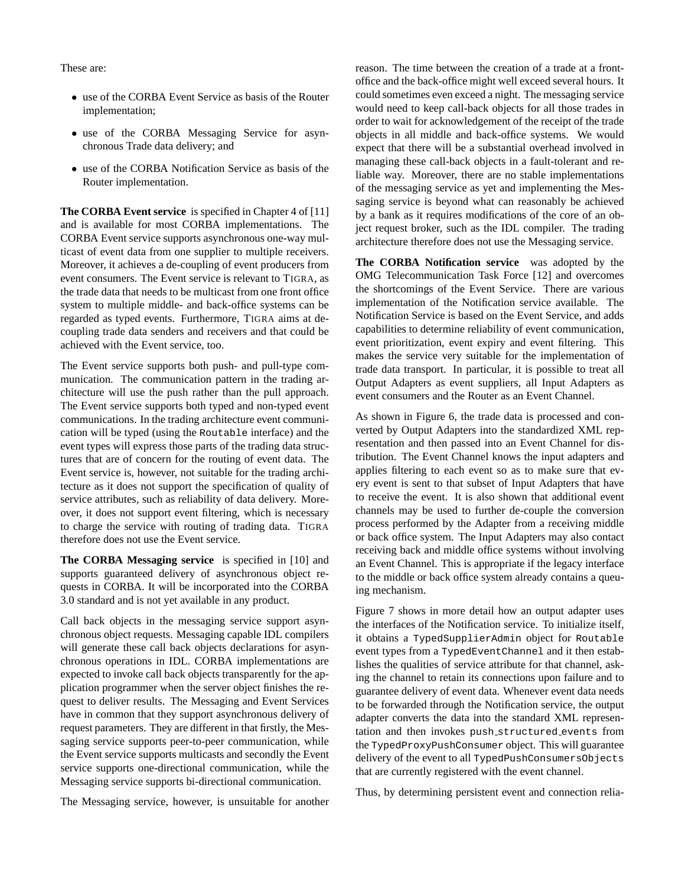These are:

- use of the CORBA Event Service as basis of the Router implementation;
- use of the CORBA Messaging Service for asynchronous Trade data delivery; and
- use of the CORBA Notification Service as basis of the Router implementation.

**The CORBA Event service** is specified in Chapter 4 of [11] and is available for most CORBA implementations. The CORBA Event service supports asynchronous one-way multicast of event data from one supplier to multiple receivers. Moreover, it achieves a de-coupling of event producers from event consumers. The Event service is relevant to TIGRA, as the trade data that needs to be multicast from one front office system to multiple middle- and back-office systems can be regarded as typed events. Furthermore, TIGRA aims at decoupling trade data senders and receivers and that could be achieved with the Event service, too.

The Event service supports both push- and pull-type communication. The communication pattern in the trading architecture will use the push rather than the pull approach. The Event service supports both typed and non-typed event communications. In the trading architecture event communication will be typed (using the `Routable` interface) and the event types will express those parts of the trading data structures that are of concern for the routing of event data. The Event service is, however, not suitable for the trading architecture as it does not support the specification of quality of service attributes, such as reliability of data delivery. Moreover, it does not support event filtering, which is necessary to charge the service with routing of trading data. TIGRA therefore does not use the Event service.

**The CORBA Messaging service** is specified in [10] and supports guaranteed delivery of asynchronous object requests in CORBA. It will be incorporated into the CORBA 3.0 standard and is not yet available in any product.

Call back objects in the messaging service support asynchronous object requests. Messaging capable IDL compilers will generate these call back objects declarations for asynchronous operations in IDL. CORBA implementations are expected to invoke call back objects transparently for the application programmer when the server object finishes the request to deliver results. The Messaging and Event Services have in common that they support asynchronous delivery of request parameters. They are different in that firstly, the Messaging service supports peer-to-peer communication, while the Event service supports multicasts and secondly the Event service supports one-directional communication, while the Messaging service supports bi-directional communication.

The Messaging service, however, is unsuitable for another reason. The time between the creation of a trade at a front-office and the back-office might well exceed several hours. It could sometimes even exceed a night. The messaging service would need to keep call-back objects for all those trades in order to wait for acknowledgement of the receipt of the trade objects in all middle and back-office systems. We would expect that there will be a substantial overhead involved in managing these call-back objects in a fault-tolerant and reliable way. Moreover, there are no stable implementations of the messaging service as yet and implementing the Messaging service is beyond what can reasonably be achieved by a bank as it requires modifications of the core of an object request broker, such as the IDL compiler. The trading architecture therefore does not use the Messaging service.

**The CORBA Notification service** was adopted by the OMG Telecommunication Task Force [12] and overcomes the shortcomings of the Event Service. There are various implementation of the Notification service available. The Notification Service is based on the Event Service, and adds capabilities to determine reliability of event communication, event prioritization, event expiry and event filtering. This makes the service very suitable for the implementation of trade data transport. In particular, it is possible to treat all Output Adapters as event suppliers, all Input Adapters as event consumers and the Router as an Event Channel.

As shown in Figure 6, the trade data is processed and converted by Output Adapters into the standardized XML representation and then passed into an Event Channel for distribution. The Event Channel knows the input adapters and applies filtering to each event so as to make sure that every event is sent to that subset of Input Adapters that have to receive the event. It is also shown that additional event channels may be used to further de-couple the conversion process performed by the Adapter from a receiving middle or back office system. The Input Adapters may also contact receiving back and middle office systems without involving an Event Channel. This is appropriate if the legacy interface to the middle or back office system already contains a queuing mechanism.

Figure 7 shows in more detail how an output adapter uses the interfaces of the Notification service. To initialize itself, it obtains a `TypedSupplierAdmin` object for `Routable` event types from a `TypedEventChannel` and it then establishes the qualities of service attribute for that channel, asking the channel to retain its connections upon failure and to guarantee delivery of event data. Whenever event data needs to be forwarded through the Notification service, the output adapter converts the data into the standard XML representation and then invokes `push_structured_events` from the `TypedProxyPushConsumer` object. This will guarantee delivery of the event to all `TypedPushConsumersObjects` that are currently registered with the event channel.

Thus, by determining persistent event and connection relia-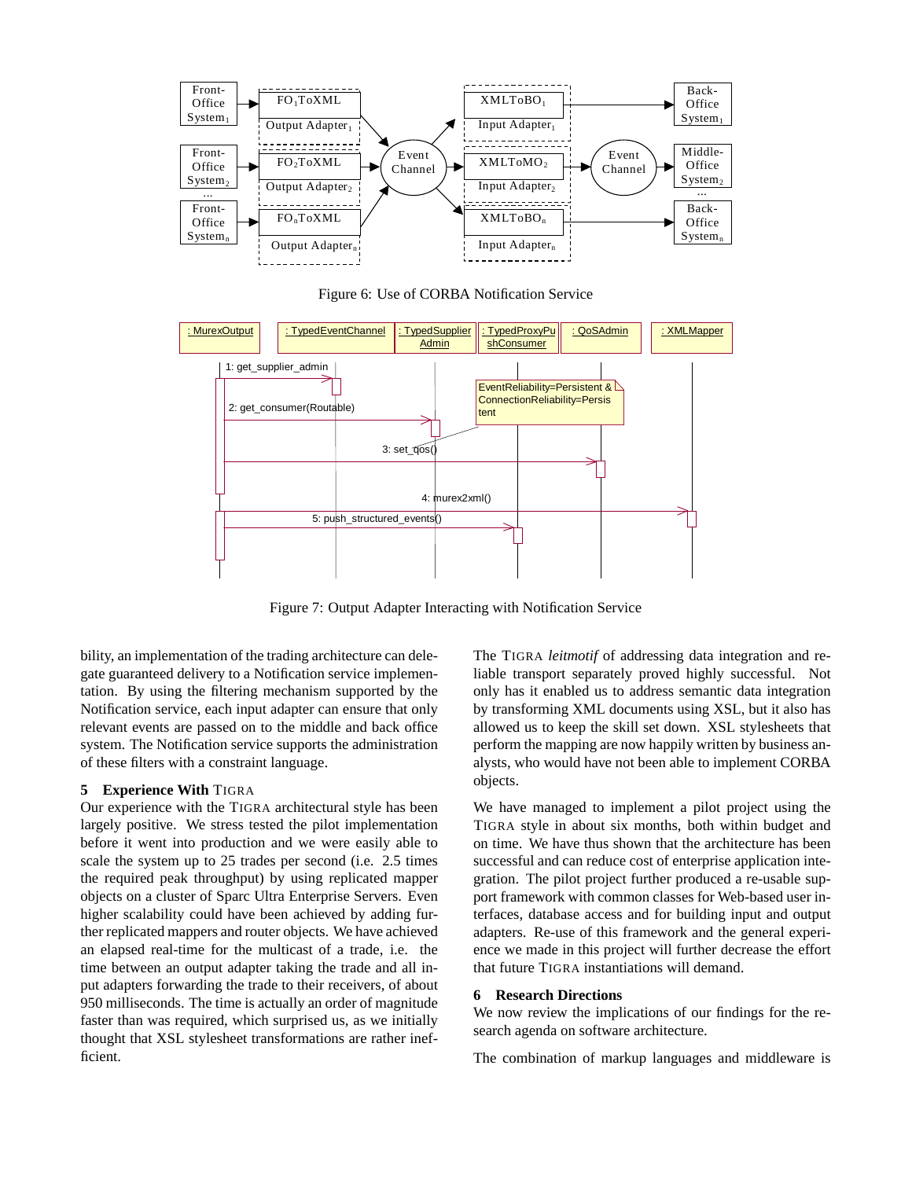Figure 6: Use of CORBA Notification Service

Figure 7: Output Adapter Interacting with Notification Service

bility, an implementation of the trading architecture can delegate guaranteed delivery to a Notification service implementation. By using the filtering mechanism supported by the Notification service, each input adapter can ensure that only relevant events are passed on to the middle and back office system. The Notification service supports the administration of these filters with a constraint language.

## 5 Experience With TIGRA

Our experience with the TIGRA architectural style has been largely positive. We stress tested the pilot implementation before it went into production and we were easily able to scale the system up to 25 trades per second (i.e. 2.5 times the required peak throughput) by using replicated mapper objects on a cluster of Sparc Ultra Enterprise Servers. Even higher scalability could have been achieved by adding further replicated mappers and router objects. We have achieved an elapsed real-time for the multicast of a trade, i.e. the time between an output adapter taking the trade and all input adapters forwarding the trade to their receivers, of about 950 milliseconds. The time is actually an order of magnitude faster than was required, which surprised us, as we initially thought that XSL stylesheet transformations are rather inefficient.

The TIGRA *leitmotif* of addressing data integration and reliable transport separately proved highly successful. Not only has it enabled us to address semantic data integration by transforming XML documents using XSL, but it also has allowed us to keep the skill set down. XSL stylesheets that perform the mapping are now happily written by business analysts, who would have not been able to implement CORBA objects.

We have managed to implement a pilot project using the TIGRA style in about six months, both within budget and on time. We have thus shown that the architecture has been successful and can reduce cost of enterprise application integration. The pilot project further produced a re-usable support framework with common classes for Web-based user interfaces, database access and for building input and output adapters. Re-use of this framework and the general experience we made in this project will further decrease the effort that future TIGRA instantiations will demand.

## 6 Research Directions

We now review the implications of our findings for the research agenda on software architecture.

The combination of markup languages and middleware is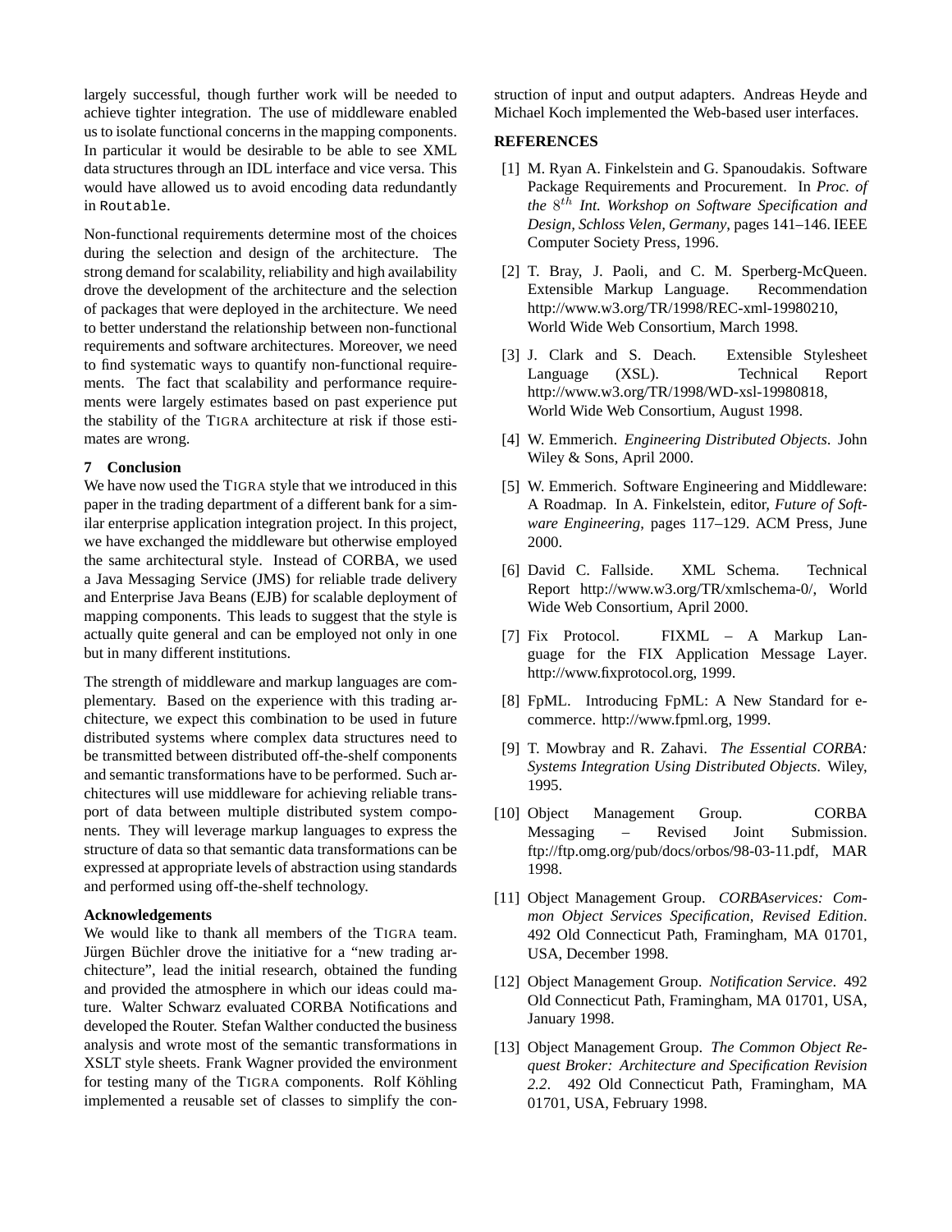largely successful, though further work will be needed to achieve tighter integration. The use of middleware enabled us to isolate functional concerns in the mapping components. In particular it would be desirable to be able to see XML data structures through an IDL interface and vice versa. This would have allowed us to avoid encoding data redundantly in `Routable`.

Non-functional requirements determine most of the choices during the selection and design of the architecture. The strong demand for scalability, reliability and high availability drove the development of the architecture and the selection of packages that were deployed in the architecture. We need to better understand the relationship between non-functional requirements and software architectures. Moreover, we need to find systematic ways to quantify non-functional requirements. The fact that scalability and performance requirements were largely estimates based on past experience put the stability of the TIGRA architecture at risk if those estimates are wrong.

## 7 Conclusion

We have now used the TIGRA style that we introduced in this paper in the trading department of a different bank for a similar enterprise application integration project. In this project, we have exchanged the middleware but otherwise employed the same architectural style. Instead of CORBA, we used a Java Messaging Service (JMS) for reliable trade delivery and Enterprise Java Beans (EJB) for scalable deployment of mapping components. This leads to suggest that the style is actually quite general and can be employed not only in one but in many different institutions.

The strength of middleware and markup languages are complementary. Based on the experience with this trading architecture, we expect this combination to be used in future distributed systems where complex data structures need to be transmitted between distributed off-the-shelf components and semantic transformations have to be performed. Such architectures will use middleware for achieving reliable transport of data between multiple distributed system components. They will leverage markup languages to express the structure of data so that semantic data transformations can be expressed at appropriate levels of abstraction using standards and performed using off-the-shelf technology.

### Acknowledgements

We would like to thank all members of the TIGRA team. Jürgen Büchler drove the initiative for a "new trading architecture", lead the initial research, obtained the funding and provided the atmosphere in which our ideas could mature. Walter Schwarz evaluated CORBA Notifications and developed the Router. Stefan Walther conducted the business analysis and wrote most of the semantic transformations in XSLT style sheets. Frank Wagner provided the environment for testing many of the TIGRA components. Rolf Köhling implemented a reusable set of classes to simplify the construction of input and output adapters. Andreas Heyde and Michael Koch implemented the Web-based user interfaces.

## REFERENCES

[1] M. Ryan A. Finkelstein and G. Spanoudakis. Software Package Requirements and Procurement. In *Proc. of the $8^{th}$ Int. Workshop on Software Specification and Design, Schloss Velen, Germany*, pages 141–146. IEEE Computer Society Press, 1996.

[2] T. Bray, J. Paoli, and C. M. Sperberg-McQueen. Extensible Markup Language. Recommendation http://www.w3.org/TR/1998/REC-xml-19980210, World Wide Web Consortium, March 1998.

[3] J. Clark and S. Deach. Extensible Stylesheet Language (XSL). Technical Report http://www.w3.org/TR/1998/WD-xsl-19980818, World Wide Web Consortium, August 1998.

[4] W. Emmerich. *Engineering Distributed Objects*. John Wiley & Sons, April 2000.

[5] W. Emmerich. Software Engineering and Middleware: A Roadmap. In A. Finkelstein, editor, *Future of Software Engineering*, pages 117–129. ACM Press, June 2000.

[6] David C. Fallside. XML Schema. Technical Report http://www.w3.org/TR/xmlschema-0/, World Wide Web Consortium, April 2000.

[7] Fix Protocol. FIXML – A Markup Language for the FIX Application Message Layer. http://www.fixprotocol.org, 1999.

[8] FpML. Introducing FpML: A New Standard for e-commerce. http://www.fpml.org, 1999.

[9] T. Mowbray and R. Zahavi. *The Essential CORBA: Systems Integration Using Distributed Objects*. Wiley, 1995.

[10] Object Management Group. CORBA Messaging – Revised Joint Submission. ftp://ftp.omg.org/pub/docs/orbos/98-03-11.pdf, MAR 1998.

[11] Object Management Group. *CORBAservices: Common Object Services Specification, Revised Edition*. 492 Old Connecticut Path, Framingham, MA 01701, USA, December 1998.

[12] Object Management Group. *Notification Service*. 492 Old Connecticut Path, Framingham, MA 01701, USA, January 1998.

[13] Object Management Group. *The Common Object Request Broker: Architecture and Specification Revision 2.2*. 492 Old Connecticut Path, Framingham, MA 01701, USA, February 1998.